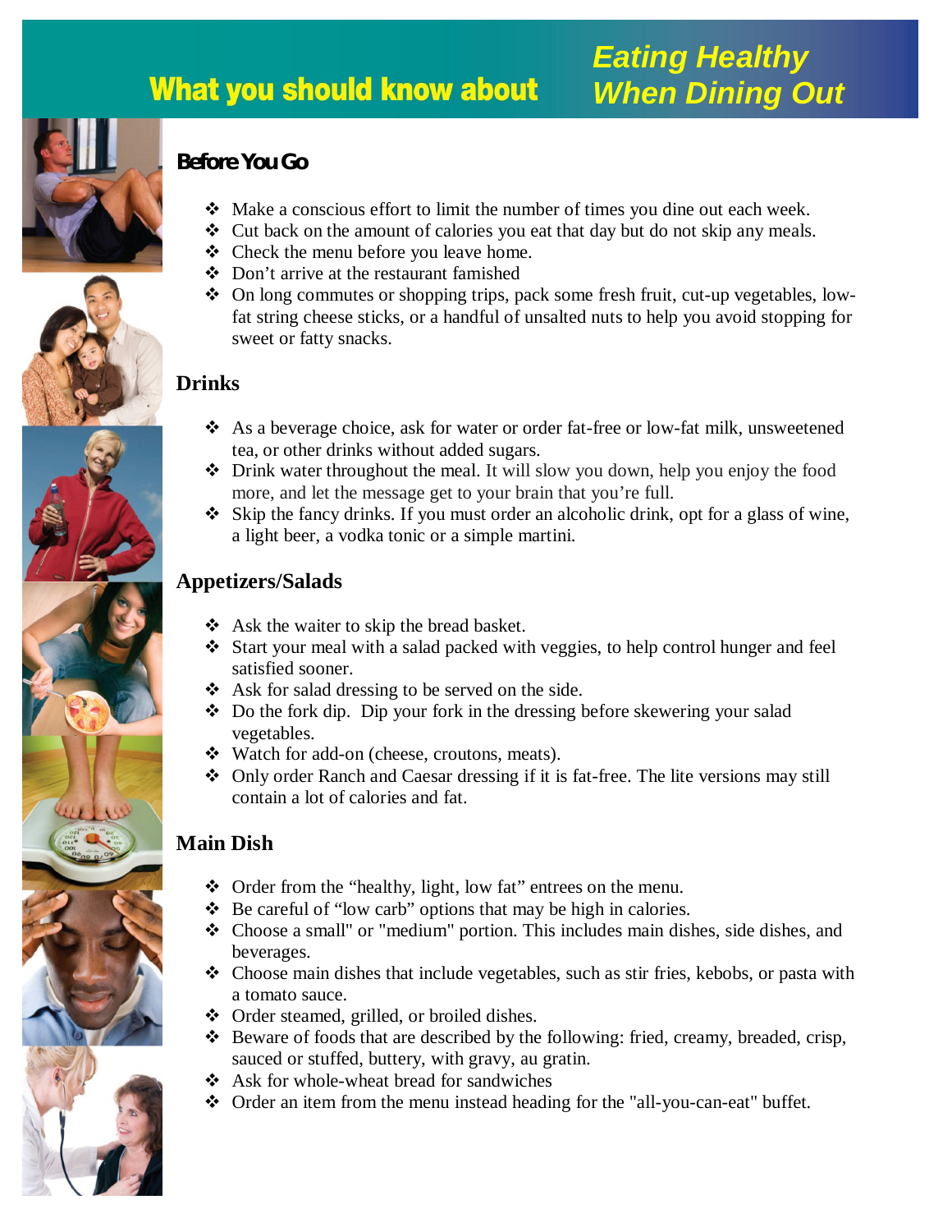# What you should know about *Eating Healthy When Dining Out*

## Before You Go

- Make a conscious effort to limit the number of times you dine out each week.
- Cut back on the amount of calories you eat that day but do not skip any meals.
- Check the menu before you leave home.
- Don't arrive at the restaurant famished
- On long commutes or shopping trips, pack some fresh fruit, cut-up vegetables, low-fat string cheese sticks, or a handful of unsalted nuts to help you avoid stopping for sweet or fatty snacks.

## Drinks

- As a beverage choice, ask for water or order fat-free or low-fat milk, unsweetened tea, or other drinks without added sugars.
- Drink water throughout the meal. It will slow you down, help you enjoy the food more, and let the message get to your brain that you're full.
- Skip the fancy drinks. If you must order an alcoholic drink, opt for a glass of wine, a light beer, a vodka tonic or a simple martini.

## Appetizers/Salads

- Ask the waiter to skip the bread basket.
- Start your meal with a salad packed with veggies, to help control hunger and feel satisfied sooner.
- Ask for salad dressing to be served on the side.
- Do the fork dip. Dip your fork in the dressing before skewering your salad vegetables.
- Watch for add-on (cheese, croutons, meats).
- Only order Ranch and Caesar dressing if it is fat-free. The lite versions may still contain a lot of calories and fat.

## Main Dish

- Order from the "healthy, light, low fat" entrees on the menu.
- Be careful of "low carb" options that may be high in calories.
- Choose a small" or "medium" portion. This includes main dishes, side dishes, and beverages.
- Choose main dishes that include vegetables, such as stir fries, kebobs, or pasta with a tomato sauce.
- Order steamed, grilled, or broiled dishes.
- Beware of foods that are described by the following: fried, creamy, breaded, crisp, sauced or stuffed, buttery, with gravy, au gratin.
- Ask for whole-wheat bread for sandwiches
- Order an item from the menu instead heading for the "all-you-can-eat" buffet.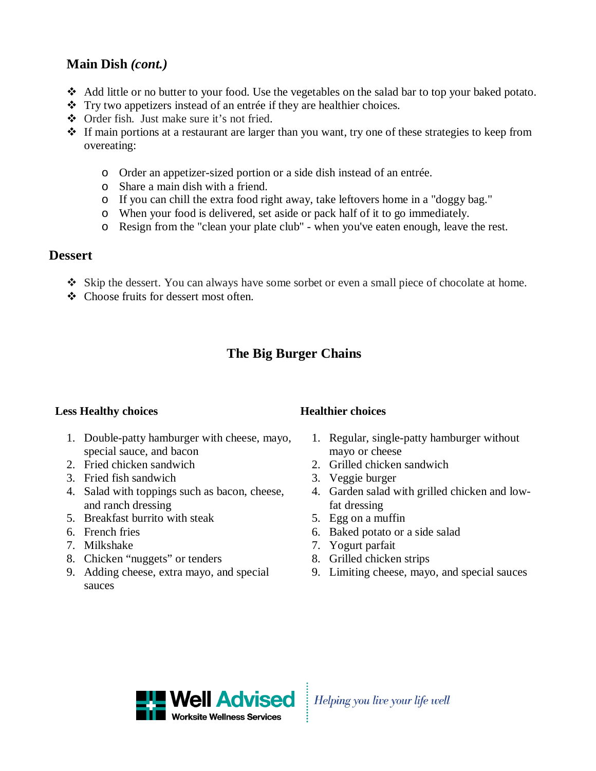## Main Dish *(cont.)*

- Add little or no butter to your food. Use the vegetables on the salad bar to top your baked potato.
- Try two appetizers instead of an entrée if they are healthier choices.
- Order fish. Just make sure it's not fried.
- If main portions at a restaurant are larger than you want, try one of these strategies to keep from overeating:
    - Order an appetizer-sized portion or a side dish instead of an entrée.
    - Share a main dish with a friend.
    - If you can chill the extra food right away, take leftovers home in a "doggy bag."
    - When your food is delivered, set aside or pack half of it to go immediately.
    - Resign from the "clean your plate club" - when you've eaten enough, leave the rest.

## Dessert

- Skip the dessert. You can always have some sorbet or even a small piece of chocolate at home.
- Choose fruits for dessert most often.

## The Big Burger Chains

**Less Healthy choices**

1. Double-patty hamburger with cheese, mayo, special sauce, and bacon
2. Fried chicken sandwich
3. Fried fish sandwich
4. Salad with toppings such as bacon, cheese, and ranch dressing
5. Breakfast burrito with steak
6. French fries
7. Milkshake
8. Chicken "nuggets" or tenders
9. Adding cheese, extra mayo, and special sauces

**Healthier choices**

1. Regular, single-patty hamburger without mayo or cheese
2. Grilled chicken sandwich
3. Veggie burger
4. Garden salad with grilled chicken and low-fat dressing
5. Egg on a muffin
6. Baked potato or a side salad
7. Yogurt parfait
8. Grilled chicken strips
9. Limiting cheese, mayo, and special sauces